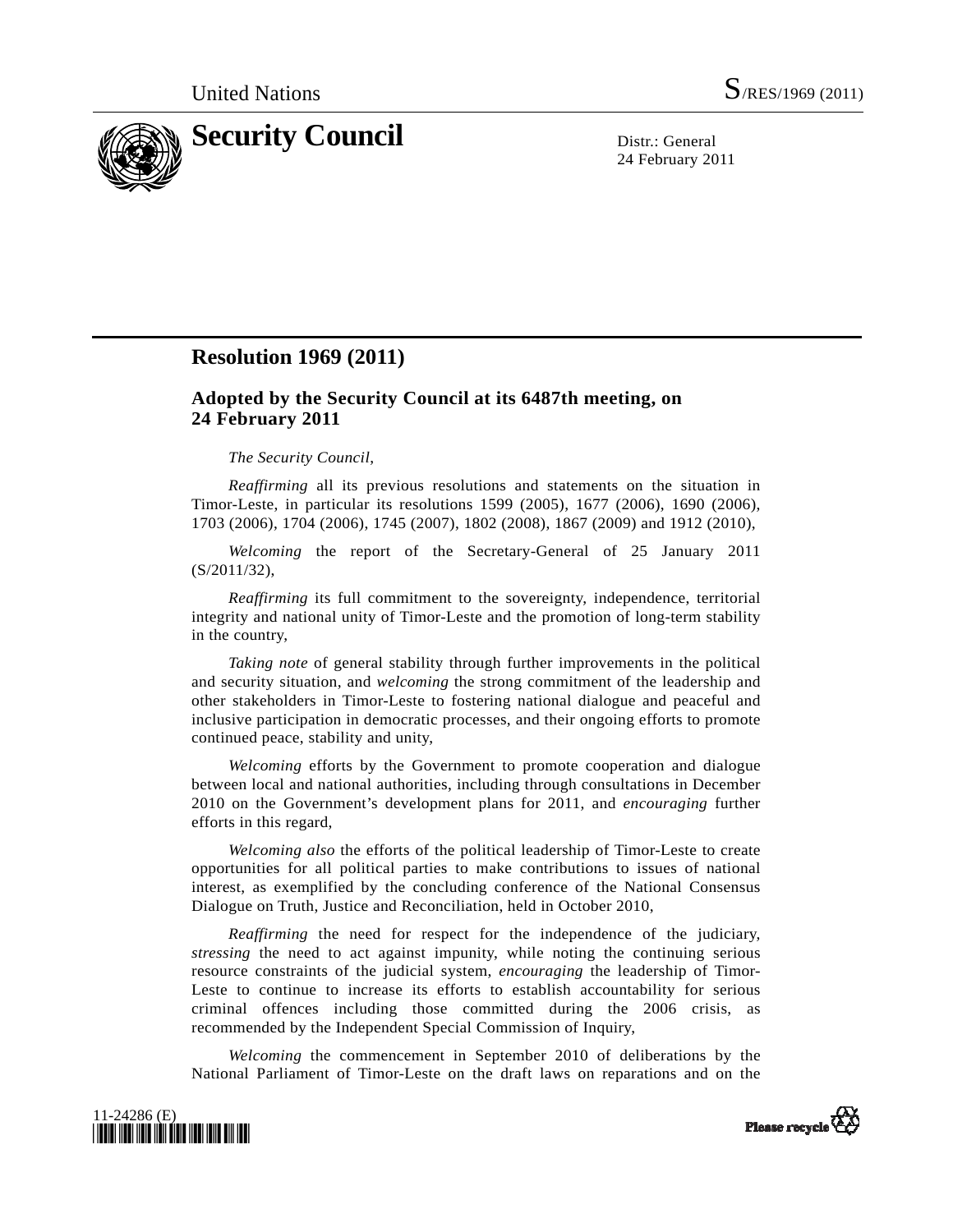United Nations S/RES/1969 (2011)

# Security Council

Distr.: General
24 February 2011

## Resolution 1969 (2011)

### Adopted by the Security Council at its 6487th meeting, on 24 February 2011

*The Security Council*,

*Reaffirming* all its previous resolutions and statements on the situation in Timor-Leste, in particular its resolutions 1599 (2005), 1677 (2006), 1690 (2006), 1703 (2006), 1704 (2006), 1745 (2007), 1802 (2008), 1867 (2009) and 1912 (2010),

*Welcoming* the report of the Secretary-General of 25 January 2011 (S/2011/32),

*Reaffirming* its full commitment to the sovereignty, independence, territorial integrity and national unity of Timor-Leste and the promotion of long-term stability in the country,

*Taking note* of general stability through further improvements in the political and security situation, and *welcoming* the strong commitment of the leadership and other stakeholders in Timor-Leste to fostering national dialogue and peaceful and inclusive participation in democratic processes, and their ongoing efforts to promote continued peace, stability and unity,

*Welcoming* efforts by the Government to promote cooperation and dialogue between local and national authorities, including through consultations in December 2010 on the Government's development plans for 2011, and *encouraging* further efforts in this regard,

*Welcoming also* the efforts of the political leadership of Timor-Leste to create opportunities for all political parties to make contributions to issues of national interest, as exemplified by the concluding conference of the National Consensus Dialogue on Truth, Justice and Reconciliation, held in October 2010,

*Reaffirming* the need for respect for the independence of the judiciary, *stressing* the need to act against impunity, while noting the continuing serious resource constraints of the judicial system, *encouraging* the leadership of Timor-Leste to continue to increase its efforts to establish accountability for serious criminal offences including those committed during the 2006 crisis, as recommended by the Independent Special Commission of Inquiry,

*Welcoming* the commencement in September 2010 of deliberations by the National Parliament of Timor-Leste on the draft laws on reparations and on the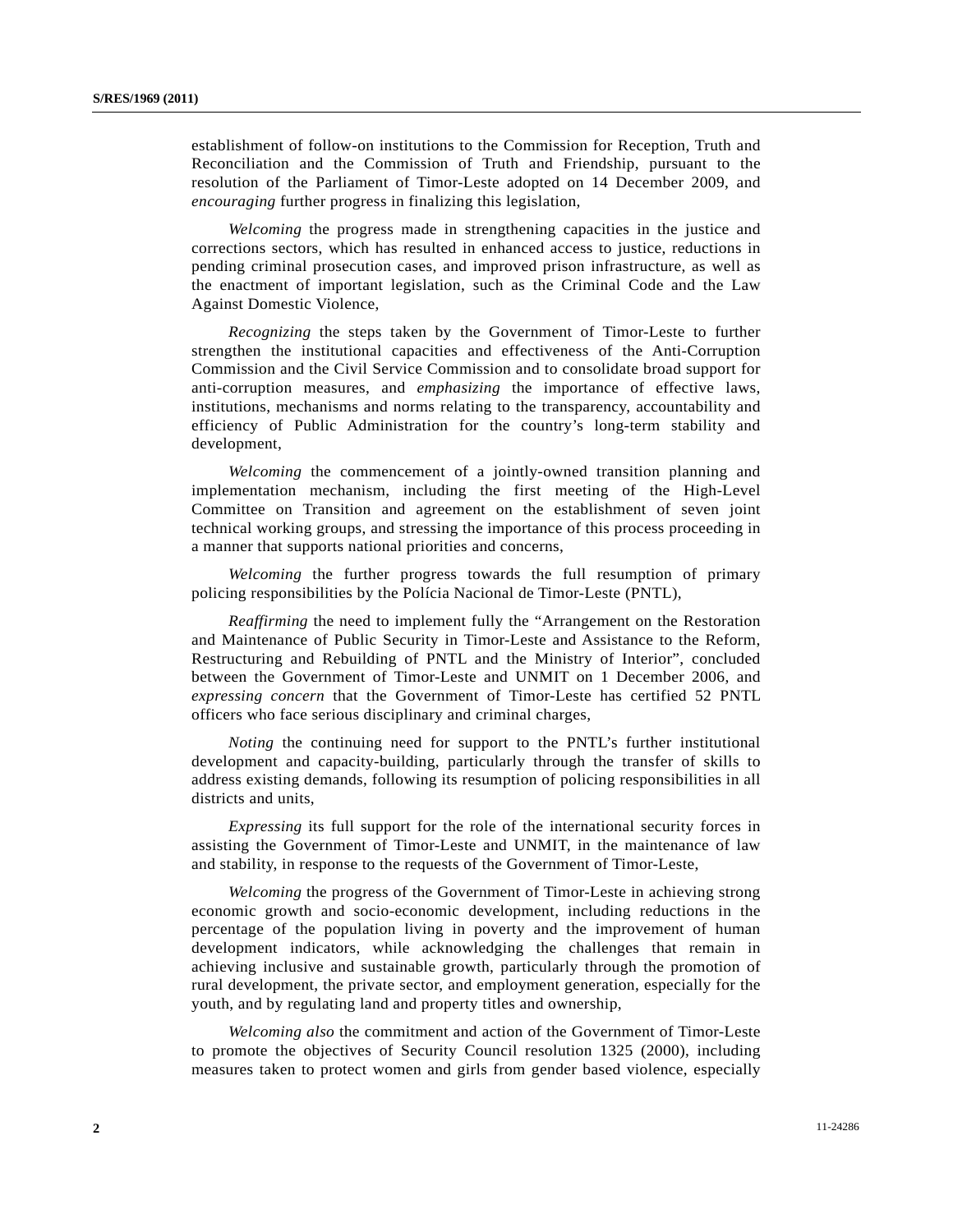establishment of follow-on institutions to the Commission for Reception, Truth and Reconciliation and the Commission of Truth and Friendship, pursuant to the resolution of the Parliament of Timor-Leste adopted on 14 December 2009, and *encouraging* further progress in finalizing this legislation,

*Welcoming* the progress made in strengthening capacities in the justice and corrections sectors, which has resulted in enhanced access to justice, reductions in pending criminal prosecution cases, and improved prison infrastructure, as well as the enactment of important legislation, such as the Criminal Code and the Law Against Domestic Violence,

*Recognizing* the steps taken by the Government of Timor-Leste to further strengthen the institutional capacities and effectiveness of the Anti-Corruption Commission and the Civil Service Commission and to consolidate broad support for anti-corruption measures, and *emphasizing* the importance of effective laws, institutions, mechanisms and norms relating to the transparency, accountability and efficiency of Public Administration for the country's long-term stability and development,

*Welcoming* the commencement of a jointly-owned transition planning and implementation mechanism, including the first meeting of the High-Level Committee on Transition and agreement on the establishment of seven joint technical working groups, and stressing the importance of this process proceeding in a manner that supports national priorities and concerns,

*Welcoming* the further progress towards the full resumption of primary policing responsibilities by the Polícia Nacional de Timor-Leste (PNTL),

*Reaffirming* the need to implement fully the "Arrangement on the Restoration and Maintenance of Public Security in Timor-Leste and Assistance to the Reform, Restructuring and Rebuilding of PNTL and the Ministry of Interior", concluded between the Government of Timor-Leste and UNMIT on 1 December 2006, and *expressing concern* that the Government of Timor-Leste has certified 52 PNTL officers who face serious disciplinary and criminal charges,

*Noting* the continuing need for support to the PNTL's further institutional development and capacity-building, particularly through the transfer of skills to address existing demands, following its resumption of policing responsibilities in all districts and units,

*Expressing* its full support for the role of the international security forces in assisting the Government of Timor-Leste and UNMIT, in the maintenance of law and stability, in response to the requests of the Government of Timor-Leste,

*Welcoming* the progress of the Government of Timor-Leste in achieving strong economic growth and socio-economic development, including reductions in the percentage of the population living in poverty and the improvement of human development indicators, while acknowledging the challenges that remain in achieving inclusive and sustainable growth, particularly through the promotion of rural development, the private sector, and employment generation, especially for the youth, and by regulating land and property titles and ownership,

*Welcoming also* the commitment and action of the Government of Timor-Leste to promote the objectives of Security Council resolution 1325 (2000), including measures taken to protect women and girls from gender based violence, especially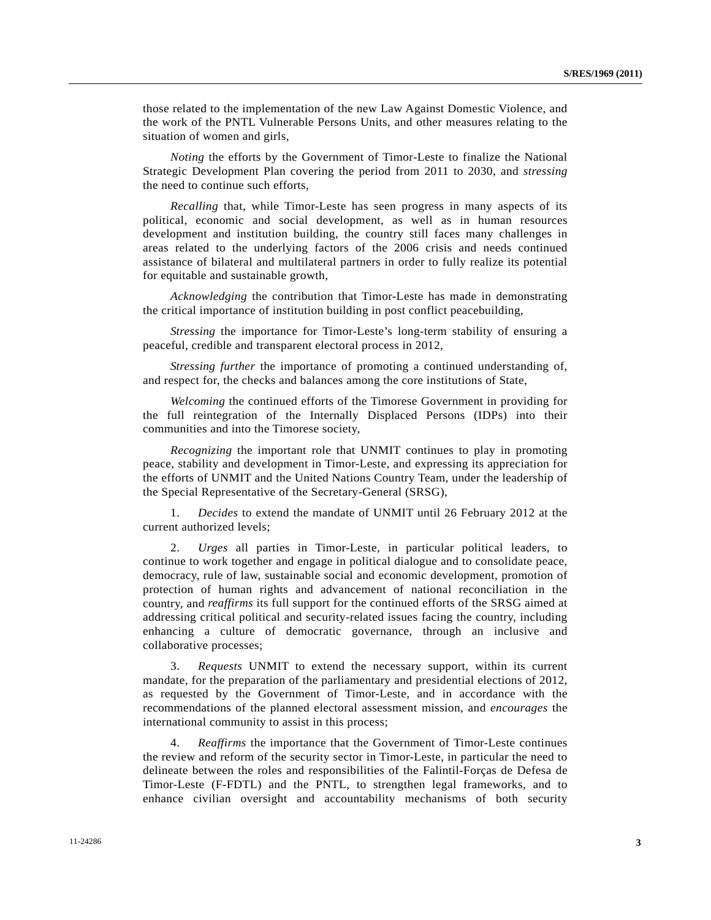those related to the implementation of the new Law Against Domestic Violence, and the work of the PNTL Vulnerable Persons Units, and other measures relating to the situation of women and girls,

*Noting* the efforts by the Government of Timor-Leste to finalize the National Strategic Development Plan covering the period from 2011 to 2030, and *stressing* the need to continue such efforts,

*Recalling* that, while Timor-Leste has seen progress in many aspects of its political, economic and social development, as well as in human resources development and institution building, the country still faces many challenges in areas related to the underlying factors of the 2006 crisis and needs continued assistance of bilateral and multilateral partners in order to fully realize its potential for equitable and sustainable growth,

*Acknowledging* the contribution that Timor-Leste has made in demonstrating the critical importance of institution building in post conflict peacebuilding,

*Stressing* the importance for Timor-Leste's long-term stability of ensuring a peaceful, credible and transparent electoral process in 2012,

*Stressing further* the importance of promoting a continued understanding of, and respect for, the checks and balances among the core institutions of State,

*Welcoming* the continued efforts of the Timorese Government in providing for the full reintegration of the Internally Displaced Persons (IDPs) into their communities and into the Timorese society,

*Recognizing* the important role that UNMIT continues to play in promoting peace, stability and development in Timor-Leste, and expressing its appreciation for the efforts of UNMIT and the United Nations Country Team, under the leadership of the Special Representative of the Secretary-General (SRSG),

1. *Decides* to extend the mandate of UNMIT until 26 February 2012 at the current authorized levels;

2. *Urges* all parties in Timor-Leste, in particular political leaders, to continue to work together and engage in political dialogue and to consolidate peace, democracy, rule of law, sustainable social and economic development, promotion of protection of human rights and advancement of national reconciliation in the country, and *reaffirms* its full support for the continued efforts of the SRSG aimed at addressing critical political and security-related issues facing the country, including enhancing a culture of democratic governance, through an inclusive and collaborative processes;

3. *Requests* UNMIT to extend the necessary support, within its current mandate, for the preparation of the parliamentary and presidential elections of 2012, as requested by the Government of Timor-Leste, and in accordance with the recommendations of the planned electoral assessment mission, and *encourages* the international community to assist in this process;

4. *Reaffirms* the importance that the Government of Timor-Leste continues the review and reform of the security sector in Timor-Leste, in particular the need to delineate between the roles and responsibilities of the Falintil-Forças de Defesa de Timor-Leste (F-FDTL) and the PNTL, to strengthen legal frameworks, and to enhance civilian oversight and accountability mechanisms of both security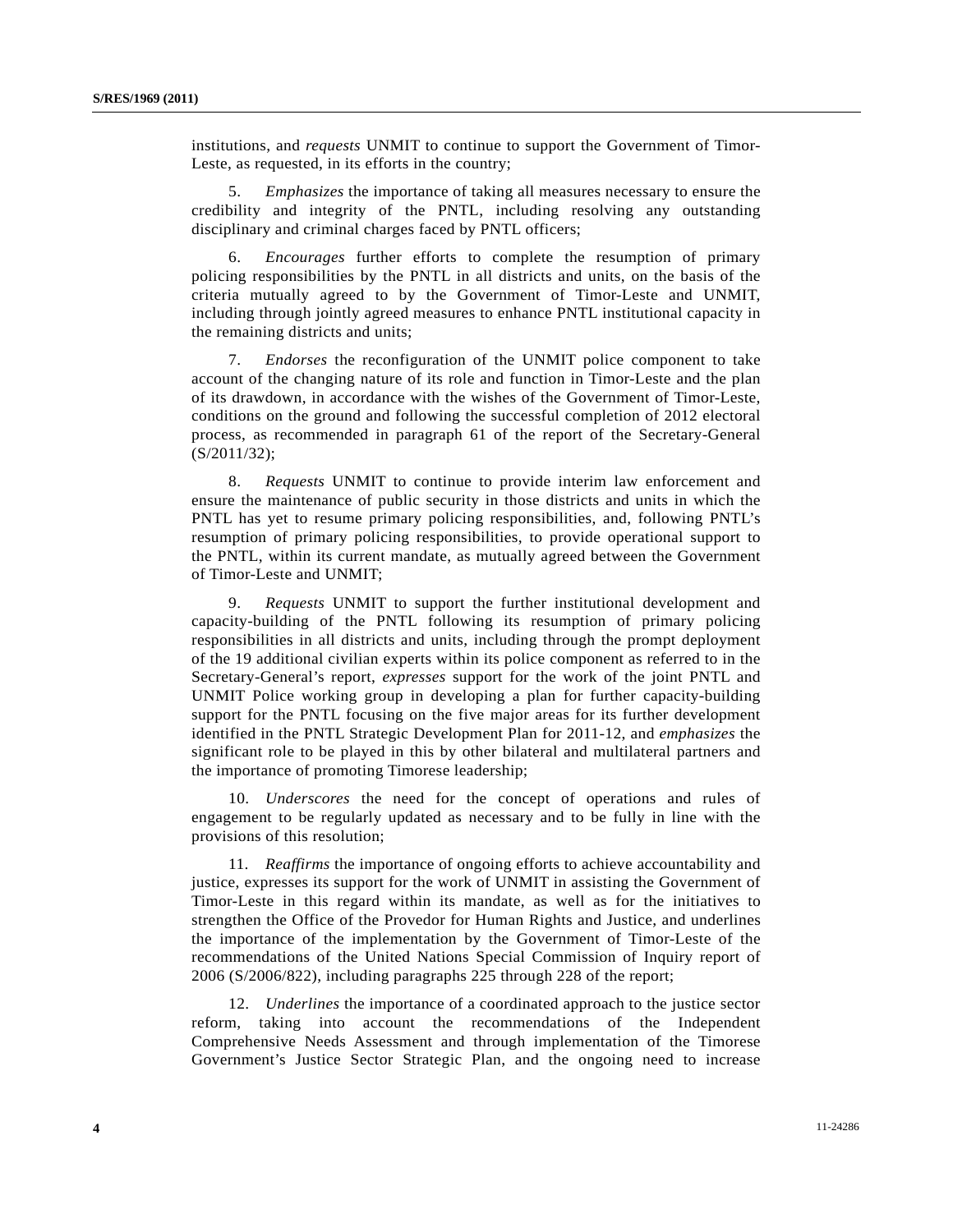institutions, and *requests* UNMIT to continue to support the Government of Timor-Leste, as requested, in its efforts in the country;

5. *Emphasizes* the importance of taking all measures necessary to ensure the credibility and integrity of the PNTL, including resolving any outstanding disciplinary and criminal charges faced by PNTL officers;

6. *Encourages* further efforts to complete the resumption of primary policing responsibilities by the PNTL in all districts and units, on the basis of the criteria mutually agreed to by the Government of Timor-Leste and UNMIT, including through jointly agreed measures to enhance PNTL institutional capacity in the remaining districts and units;

7. *Endorses* the reconfiguration of the UNMIT police component to take account of the changing nature of its role and function in Timor-Leste and the plan of its drawdown, in accordance with the wishes of the Government of Timor-Leste, conditions on the ground and following the successful completion of 2012 electoral process, as recommended in paragraph 61 of the report of the Secretary-General (S/2011/32);

8. *Requests* UNMIT to continue to provide interim law enforcement and ensure the maintenance of public security in those districts and units in which the PNTL has yet to resume primary policing responsibilities, and, following PNTL's resumption of primary policing responsibilities, to provide operational support to the PNTL, within its current mandate, as mutually agreed between the Government of Timor-Leste and UNMIT;

9. *Requests* UNMIT to support the further institutional development and capacity-building of the PNTL following its resumption of primary policing responsibilities in all districts and units, including through the prompt deployment of the 19 additional civilian experts within its police component as referred to in the Secretary-General's report, *expresses* support for the work of the joint PNTL and UNMIT Police working group in developing a plan for further capacity-building support for the PNTL focusing on the five major areas for its further development identified in the PNTL Strategic Development Plan for 2011-12, and *emphasizes* the significant role to be played in this by other bilateral and multilateral partners and the importance of promoting Timorese leadership;

10. *Underscores* the need for the concept of operations and rules of engagement to be regularly updated as necessary and to be fully in line with the provisions of this resolution;

11. *Reaffirms* the importance of ongoing efforts to achieve accountability and justice, expresses its support for the work of UNMIT in assisting the Government of Timor-Leste in this regard within its mandate, as well as for the initiatives to strengthen the Office of the Provedor for Human Rights and Justice, and underlines the importance of the implementation by the Government of Timor-Leste of the recommendations of the United Nations Special Commission of Inquiry report of 2006 (S/2006/822), including paragraphs 225 through 228 of the report;

12. *Underlines* the importance of a coordinated approach to the justice sector reform, taking into account the recommendations of the Independent Comprehensive Needs Assessment and through implementation of the Timorese Government's Justice Sector Strategic Plan, and the ongoing need to increase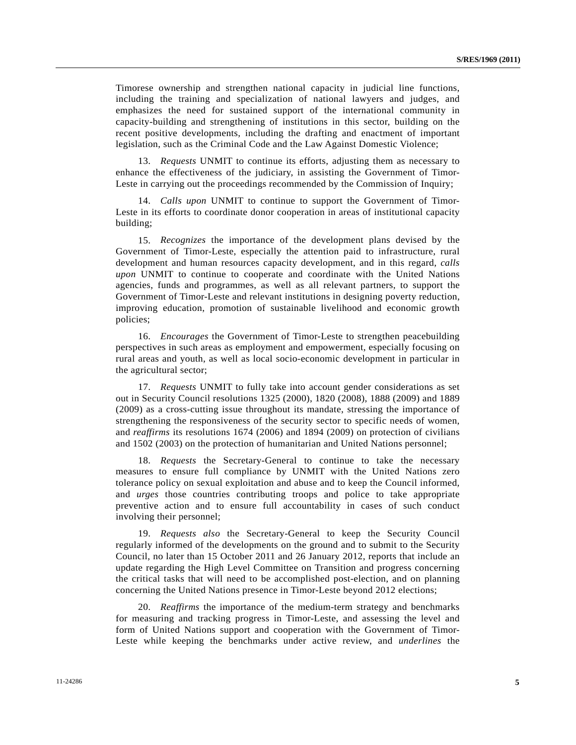Timorese ownership and strengthen national capacity in judicial line functions, including the training and specialization of national lawyers and judges, and emphasizes the need for sustained support of the international community in capacity-building and strengthening of institutions in this sector, building on the recent positive developments, including the drafting and enactment of important legislation, such as the Criminal Code and the Law Against Domestic Violence;

13. *Requests* UNMIT to continue its efforts, adjusting them as necessary to enhance the effectiveness of the judiciary, in assisting the Government of Timor-Leste in carrying out the proceedings recommended by the Commission of Inquiry;

14. *Calls upon* UNMIT to continue to support the Government of Timor-Leste in its efforts to coordinate donor cooperation in areas of institutional capacity building;

15. *Recognizes* the importance of the development plans devised by the Government of Timor-Leste, especially the attention paid to infrastructure, rural development and human resources capacity development, and in this regard, *calls upon* UNMIT to continue to cooperate and coordinate with the United Nations agencies, funds and programmes, as well as all relevant partners, to support the Government of Timor-Leste and relevant institutions in designing poverty reduction, improving education, promotion of sustainable livelihood and economic growth policies;

16. *Encourages* the Government of Timor-Leste to strengthen peacebuilding perspectives in such areas as employment and empowerment, especially focusing on rural areas and youth, as well as local socio-economic development in particular in the agricultural sector;

17. *Requests* UNMIT to fully take into account gender considerations as set out in Security Council resolutions 1325 (2000), 1820 (2008), 1888 (2009) and 1889 (2009) as a cross-cutting issue throughout its mandate, stressing the importance of strengthening the responsiveness of the security sector to specific needs of women, and *reaffirms* its resolutions 1674 (2006) and 1894 (2009) on protection of civilians and 1502 (2003) on the protection of humanitarian and United Nations personnel;

18. *Requests* the Secretary-General to continue to take the necessary measures to ensure full compliance by UNMIT with the United Nations zero tolerance policy on sexual exploitation and abuse and to keep the Council informed, and *urges* those countries contributing troops and police to take appropriate preventive action and to ensure full accountability in cases of such conduct involving their personnel;

19. *Requests also* the Secretary-General to keep the Security Council regularly informed of the developments on the ground and to submit to the Security Council, no later than 15 October 2011 and 26 January 2012, reports that include an update regarding the High Level Committee on Transition and progress concerning the critical tasks that will need to be accomplished post-election, and on planning concerning the United Nations presence in Timor-Leste beyond 2012 elections;

20. *Reaffirms* the importance of the medium-term strategy and benchmarks for measuring and tracking progress in Timor-Leste, and assessing the level and form of United Nations support and cooperation with the Government of Timor-Leste while keeping the benchmarks under active review, and *underlines* the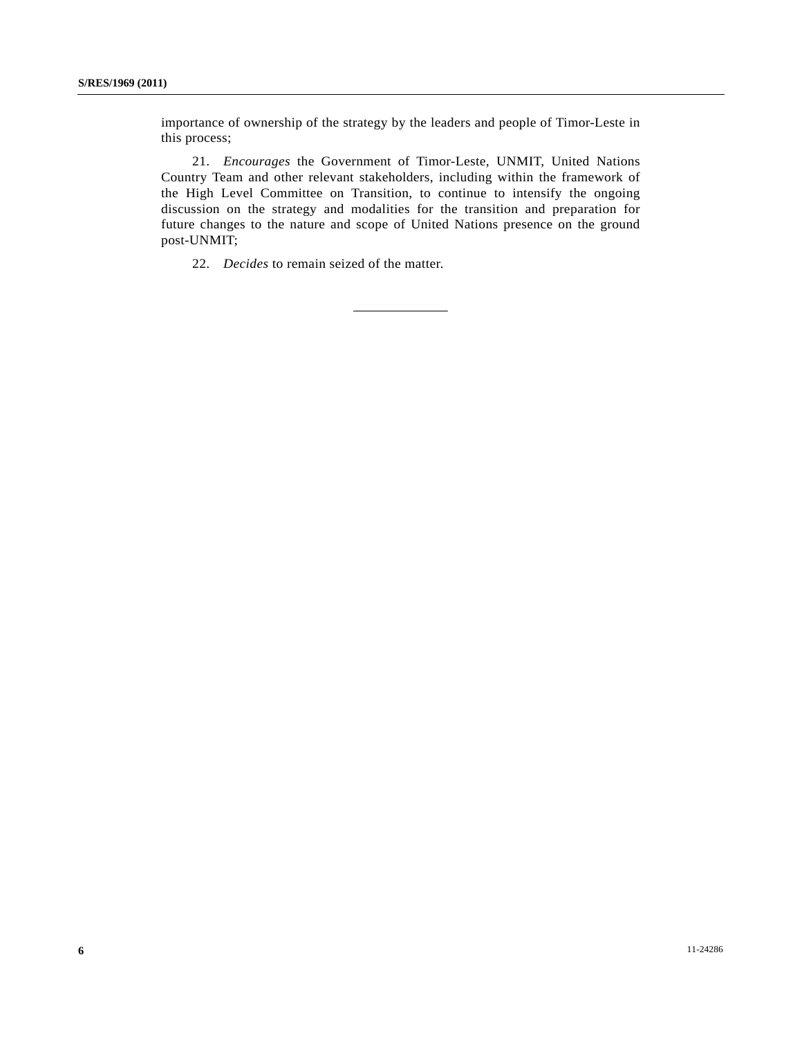importance of ownership of the strategy by the leaders and people of Timor-Leste in this process;

21. *Encourages* the Government of Timor-Leste, UNMIT, United Nations Country Team and other relevant stakeholders, including within the framework of the High Level Committee on Transition, to continue to intensify the ongoing discussion on the strategy and modalities for the transition and preparation for future changes to the nature and scope of United Nations presence on the ground post-UNMIT;

22. *Decides* to remain seized of the matter.

---